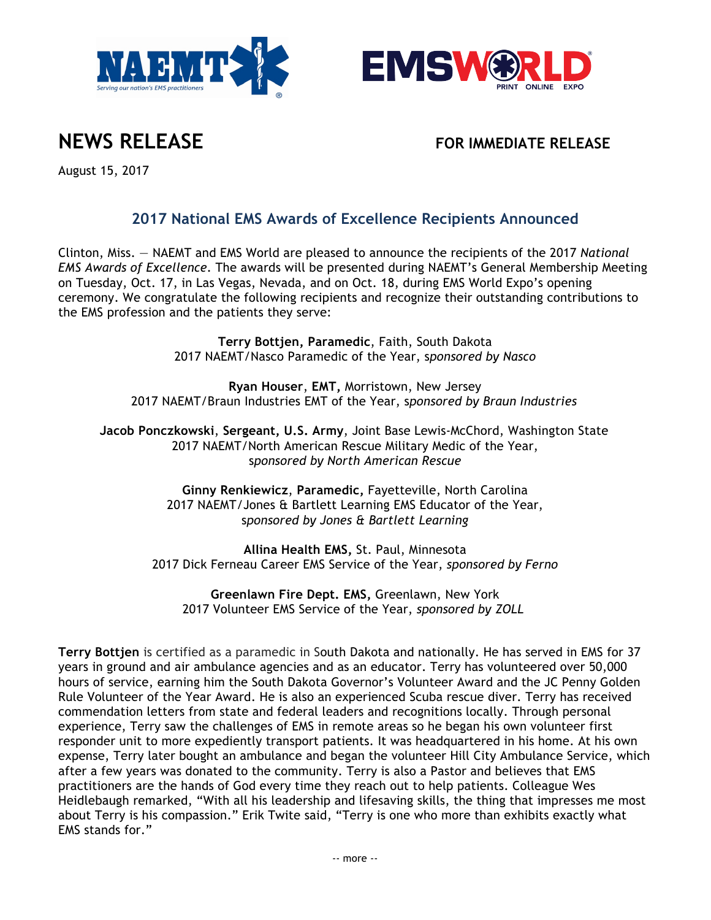# NEWS RELEASE

**FOR IMMEDIATE RELEASE**

August 15, 2017

## 2017 National EMS Awards of Excellence Recipients Announced

Clinton, Miss. — NAEMT and EMS World are pleased to announce the recipients of the 2017 *National EMS Awards of Excellence*. The awards will be presented during NAEMT's General Membership Meeting on Tuesday, Oct. 17, in Las Vegas, Nevada, and on Oct. 18, during EMS World Expo's opening ceremony. We congratulate the following recipients and recognize their outstanding contributions to the EMS profession and the patients they serve:

**Terry Bottjen, Paramedic**, Faith, South Dakota
2017 NAEMT/Nasco Paramedic of the Year, s*ponsored by Nasco*

**Ryan Houser**, **EMT,** Morristown, New Jersey
2017 NAEMT/Braun Industries EMT of the Year, s*ponsored by Braun Industries*

**Jacob Ponczkowski**, **Sergeant, U.S. Army**, Joint Base Lewis-McChord, Washington State
2017 NAEMT/North American Rescue Military Medic of the Year,
s*ponsored by North American Rescue*

**Ginny Renkiewicz**, **Paramedic,** Fayetteville, North Carolina
2017 NAEMT/Jones & Bartlett Learning EMS Educator of the Year,
s*ponsored by Jones & Bartlett Learning*

**Allina Health EMS,** St. Paul, Minnesota
2017 Dick Ferneau Career EMS Service of the Year, *sponsored by Ferno*

**Greenlawn Fire Dept. EMS,** Greenlawn, New York
2017 Volunteer EMS Service of the Year, *sponsored by ZOLL*

**Terry Bottjen** is certified as a paramedic in South Dakota and nationally. He has served in EMS for 37 years in ground and air ambulance agencies and as an educator. Terry has volunteered over 50,000 hours of service, earning him the South Dakota Governor's Volunteer Award and the JC Penny Golden Rule Volunteer of the Year Award. He is also an experienced Scuba rescue diver. Terry has received commendation letters from state and federal leaders and recognitions locally. Through personal experience, Terry saw the challenges of EMS in remote areas so he began his own volunteer first responder unit to more expediently transport patients. It was headquartered in his home. At his own expense, Terry later bought an ambulance and began the volunteer Hill City Ambulance Service, which after a few years was donated to the community. Terry is also a Pastor and believes that EMS practitioners are the hands of God every time they reach out to help patients. Colleague Wes Heidlebaugh remarked, "With all his leadership and lifesaving skills, the thing that impresses me most about Terry is his compassion." Erik Twite said, "Terry is one who more than exhibits exactly what EMS stands for."

-- more --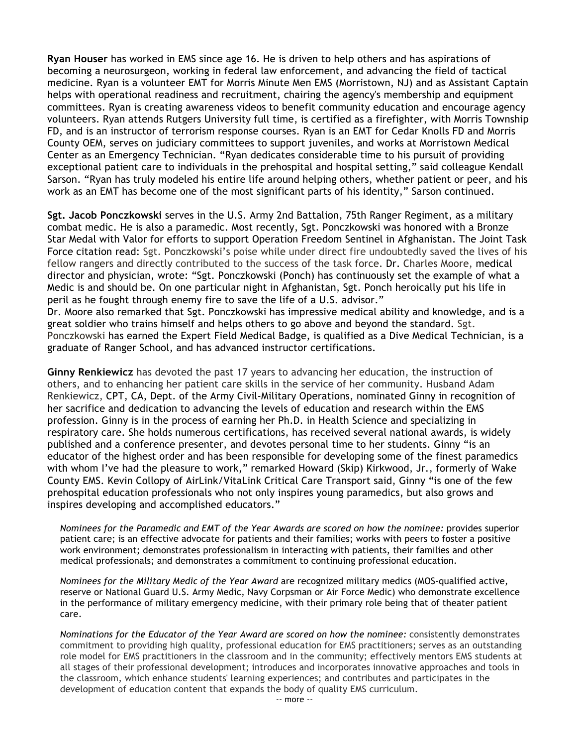**Ryan Houser** has worked in EMS since age 16. He is driven to help others and has aspirations of becoming a neurosurgeon, working in federal law enforcement, and advancing the field of tactical medicine. Ryan is a volunteer EMT for Morris Minute Men EMS (Morristown, NJ) and as Assistant Captain helps with operational readiness and recruitment, chairing the agency's membership and equipment committees. Ryan is creating awareness videos to benefit community education and encourage agency volunteers. Ryan attends Rutgers University full time, is certified as a firefighter, with Morris Township FD, and is an instructor of terrorism response courses. Ryan is an EMT for Cedar Knolls FD and Morris County OEM, serves on judiciary committees to support juveniles, and works at Morristown Medical Center as an Emergency Technician. "Ryan dedicates considerable time to his pursuit of providing exceptional patient care to individuals in the prehospital and hospital setting," said colleague Kendall Sarson. "Ryan has truly modeled his entire life around helping others, whether patient or peer, and his work as an EMT has become one of the most significant parts of his identity," Sarson continued.

**Sgt. Jacob Ponczkowski** serves in the U.S. Army 2nd Battalion, 75th Ranger Regiment, as a military combat medic. He is also a paramedic. Most recently, Sgt. Ponczkowski was honored with a Bronze Star Medal with Valor for efforts to support Operation Freedom Sentinel in Afghanistan. The Joint Task Force citation read: Sgt. Ponczkowski's poise while under direct fire undoubtedly saved the lives of his fellow rangers and directly contributed to the success of the task force. Dr. Charles Moore, medical director and physician, wrote: "Sgt. Ponczkowski (Ponch) has continuously set the example of what a Medic is and should be. On one particular night in Afghanistan, Sgt. Ponch heroically put his life in peril as he fought through enemy fire to save the life of a U.S. advisor."
Dr. Moore also remarked that Sgt. Ponczkowski has impressive medical ability and knowledge, and is a great soldier who trains himself and helps others to go above and beyond the standard. Sgt. Ponczkowski has earned the Expert Field Medical Badge, is qualified as a Dive Medical Technician, is a graduate of Ranger School, and has advanced instructor certifications.

**Ginny Renkiewicz** has devoted the past 17 years to advancing her education, the instruction of others, and to enhancing her patient care skills in the service of her community. Husband Adam Renkiewicz, CPT, CA, Dept. of the Army Civil-Military Operations, nominated Ginny in recognition of her sacrifice and dedication to advancing the levels of education and research within the EMS profession. Ginny is in the process of earning her Ph.D. in Health Science and specializing in respiratory care. She holds numerous certifications, has received several national awards, is widely published and a conference presenter, and devotes personal time to her students. Ginny "is an educator of the highest order and has been responsible for developing some of the finest paramedics with whom I've had the pleasure to work," remarked Howard (Skip) Kirkwood, Jr., formerly of Wake County EMS. Kevin Collopy of AirLink/VitaLink Critical Care Transport said, Ginny "is one of the few prehospital education professionals who not only inspires young paramedics, but also grows and inspires developing and accomplished educators."

*Nominees for the Paramedic and EMT of the Year Awards are scored on how the nominee:* provides superior patient care; is an effective advocate for patients and their families; works with peers to foster a positive work environment; demonstrates professionalism in interacting with patients, their families and other medical professionals; and demonstrates a commitment to continuing professional education.

*Nominees for the Military Medic of the Year Award* are recognized military medics (MOS-qualified active, reserve or National Guard U.S. Army Medic, Navy Corpsman or Air Force Medic) who demonstrate excellence in the performance of military emergency medicine, with their primary role being that of theater patient care.

*Nominations for the Educator of the Year Award are scored on how the nominee:* consistently demonstrates commitment to providing high quality, professional education for EMS practitioners; serves as an outstanding role model for EMS practitioners in the classroom and in the community; effectively mentors EMS students at all stages of their professional development; introduces and incorporates innovative approaches and tools in the classroom, which enhance students' learning experiences; and contributes and participates in the development of education content that expands the body of quality EMS curriculum.

-- more --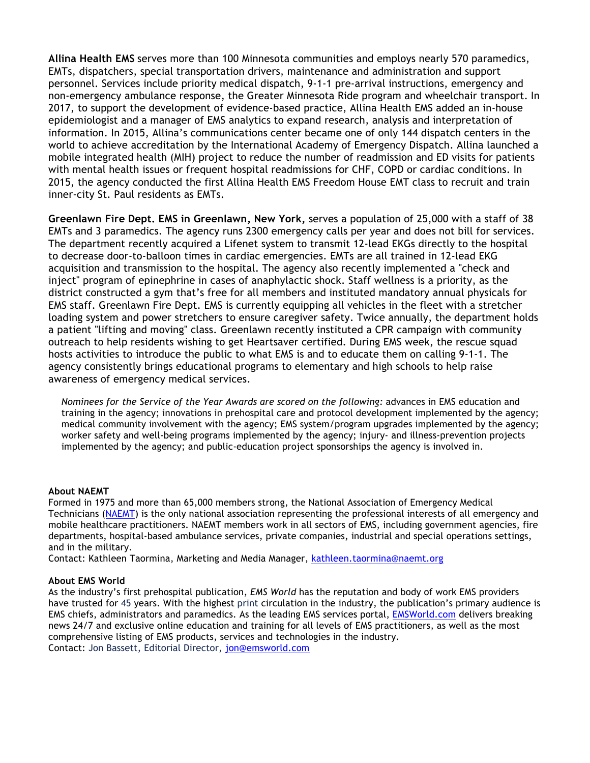**Allina Health EMS** serves more than 100 Minnesota communities and employs nearly 570 paramedics, EMTs, dispatchers, special transportation drivers, maintenance and administration and support personnel. Services include priority medical dispatch, 9-1-1 pre-arrival instructions, emergency and non-emergency ambulance response, the Greater Minnesota Ride program and wheelchair transport. In 2017, to support the development of evidence-based practice, Allina Health EMS added an in-house epidemiologist and a manager of EMS analytics to expand research, analysis and interpretation of information. In 2015, Allina's communications center became one of only 144 dispatch centers in the world to achieve accreditation by the International Academy of Emergency Dispatch. Allina launched a mobile integrated health (MIH) project to reduce the number of readmission and ED visits for patients with mental health issues or frequent hospital readmissions for CHF, COPD or cardiac conditions. In 2015, the agency conducted the first Allina Health EMS Freedom House EMT class to recruit and train inner-city St. Paul residents as EMTs.

**Greenlawn Fire Dept. EMS in Greenlawn, New York,** serves a population of 25,000 with a staff of 38 EMTs and 3 paramedics. The agency runs 2300 emergency calls per year and does not bill for services. The department recently acquired a Lifenet system to transmit 12-lead EKGs directly to the hospital to decrease door-to-balloon times in cardiac emergencies. EMTs are all trained in 12-lead EKG acquisition and transmission to the hospital. The agency also recently implemented a "check and inject" program of epinephrine in cases of anaphylactic shock. Staff wellness is a priority, as the district constructed a gym that's free for all members and instituted mandatory annual physicals for EMS staff. Greenlawn Fire Dept. EMS is currently equipping all vehicles in the fleet with a stretcher loading system and power stretchers to ensure caregiver safety. Twice annually, the department holds a patient "lifting and moving" class. Greenlawn recently instituted a CPR campaign with community outreach to help residents wishing to get Heartsaver certified. During EMS week, the rescue squad hosts activities to introduce the public to what EMS is and to educate them on calling 9-1-1. The agency consistently brings educational programs to elementary and high schools to help raise awareness of emergency medical services.

> *Nominees for the Service of the Year Awards are scored on the following:* advances in EMS education and training in the agency; innovations in prehospital care and protocol development implemented by the agency; medical community involvement with the agency; EMS system/program upgrades implemented by the agency; worker safety and well-being programs implemented by the agency; injury- and illness-prevention projects implemented by the agency; and public-education project sponsorships the agency is involved in.

**About NAEMT**

Formed in 1975 and more than 65,000 members strong, the National Association of Emergency Medical Technicians (NAEMT) is the only national association representing the professional interests of all emergency and mobile healthcare practitioners. NAEMT members work in all sectors of EMS, including government agencies, fire departments, hospital-based ambulance services, private companies, industrial and special operations settings, and in the military.

Contact: Kathleen Taormina, Marketing and Media Manager, kathleen.taormina@naemt.org

**About EMS World**

As the industry's first prehospital publication, *EMS World* has the reputation and body of work EMS providers have trusted for 45 years. With the highest print circulation in the industry, the publication's primary audience is EMS chiefs, administrators and paramedics. As the leading EMS services portal, EMSWorld.com delivers breaking news 24/7 and exclusive online education and training for all levels of EMS practitioners, as well as the most comprehensive listing of EMS products, services and technologies in the industry.

Contact: Jon Bassett, Editorial Director, jon@emsworld.com